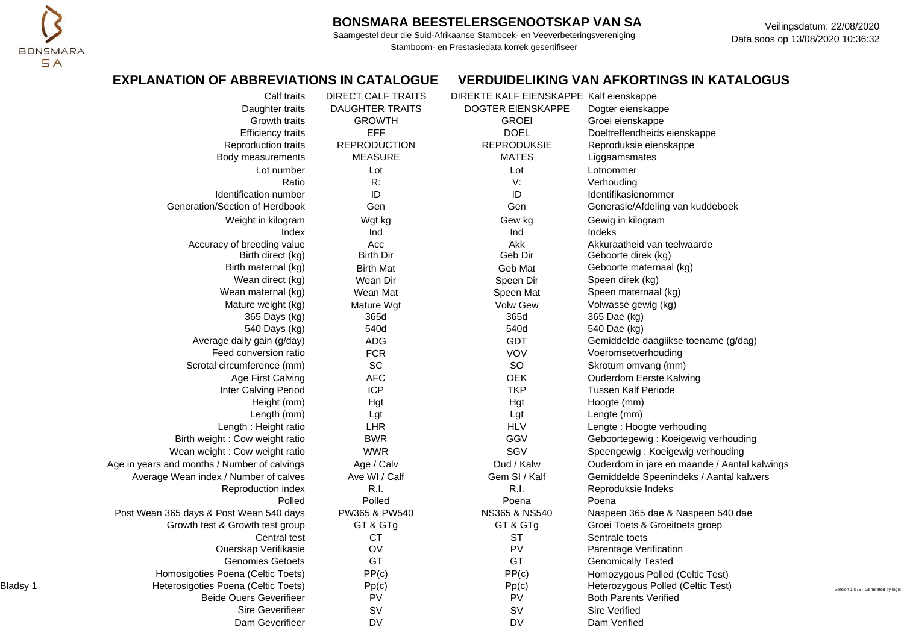# BONSMARA BEESTELERSGENOOTSKAP VAN SA

Saamgestel deur die Suid-Afrikaanse Stamboek- en Veeverbeteringsvereniging
Stamboom- en Prestasiedata korrek gesertifiseer

Veilingsdatum: 22/08/2020
Data soos op 13/08/2020 10:36:32

## EXPLANATION OF ABBREVIATIONS IN CATALOGUE — VERDUIDELIKING VAN AFKORTINGS IN KATALOGUS

| | | | |
|---|---|---|---|
| Calf traits | DIRECT CALF TRAITS | DIREKTE KALF EIENSKAPPE | Kalf eienskappe |
| Daughter traits | DAUGHTER TRAITS | DOGTER EIENSKAPPE | Dogter eienskappe |
| Growth traits | GROWTH | GROEI | Groei eienskappe |
| Efficiency traits | EFF | DOEL | Doeltreffendheids eienskappe |
| Reproduction traits | REPRODUCTION | REPRODUKSIE | Reproduksie eienskappe |
| Body measurements | MEASURE | MATES | Liggaamsmates |
| Lot number | Lot | Lot | Lotnommer |
| Ratio | R: | V: | Verhouding |
| Identification number | ID | ID | Identifikasienommer |
| Generation/Section of Herdbook | Gen | Gen | Generasie/Afdeling van kuddeboek |
| Weight in kilogram | Wgt kg | Gew kg | Gewig in kilogram |
| Index | Ind | Ind | Indeks |
| Accuracy of breeding value | Acc | Akk | Akkuraatheid van teelwaarde |
| Birth direct (kg) | Birth Dir | Geb Dir | Geboorte direk (kg) |
| Birth maternal (kg) | Birth Mat | Geb Mat | Geboorte maternaal (kg) |
| Wean direct (kg) | Wean Dir | Speen Dir | Speen direk (kg) |
| Wean maternal (kg) | Wean Mat | Speen Mat | Speen maternaal (kg) |
| Mature weight (kg) | Mature Wgt | Volw Gew | Volwasse gewig (kg) |
| 365 Days (kg) | 365d | 365d | 365 Dae (kg) |
| 540 Days (kg) | 540d | 540d | 540 Dae (kg) |
| Average daily gain (g/day) | ADG | GDT | Gemiddelde daaglikse toename (g/dag) |
| Feed conversion ratio | FCR | VOV | Voeromsetverhouding |
| Scrotal circumference (mm) | SC | SO | Skrotum omvang (mm) |
| Age First Calving | AFC | OEK | Ouderdom Eerste Kalwing |
| Inter Calving Period | ICP | TKP | Tussen Kalf Periode |
| Height (mm) | Hgt | Hgt | Hoogte (mm) |
| Length (mm) | Lgt | Lgt | Lengte (mm) |
| Length : Height ratio | LHR | HLV | Lengte : Hoogte verhouding |
| Birth weight : Cow weight ratio | BWR | GGV | Geboortegewig : Koeigewig verhouding |
| Wean weight : Cow weight ratio | WWR | SGV | Speengewig : Koeigewig verhouding |
| Age in years and months / Number of calvings | Age / Calv | Oud / Kalw | Ouderdom in jare en maande / Aantal kalwings |
| Average Wean index / Number of calves | Ave WI / Calf | Gem SI / Kalf | Gemiddelde Speenindeks / Aantal kalwers |
| Reproduction index | R.I. | R.I. | Reproduksie Indeks |
| Polled | Polled | Poena | Poena |
| Post Wean 365 days & Post Wean 540 days | PW365 & PW540 | NS365 & NS540 | Naspeen 365 dae & Naspeen 540 dae |
| Growth test & Growth test group | GT & GTg | GT & GTg | Groei Toets & Groeitoets groep |
| Central test | CT | ST | Sentrale toets |
| Ouerskap Verifikasie | OV | PV | Parentage Verification |
| Genomies Getoets | GT | GT | Genomically Tested |
| Homosigoties Poena (Celtic Toets) | PP(c) | PP(c) | Homozygous Polled (Celtic Test) |
| Heterosigoties Poena (Celtic Toets) | Pp(c) | Pp(c) | Heterozygous Polled (Celtic Test) |
| Beide Ouers Geverifieer | PV | PV | Both Parents Verified |
| Sire Geverifieer | SV | SV | Sire Verified |
| Dam Geverifieer | DV | DV | Dam Verified |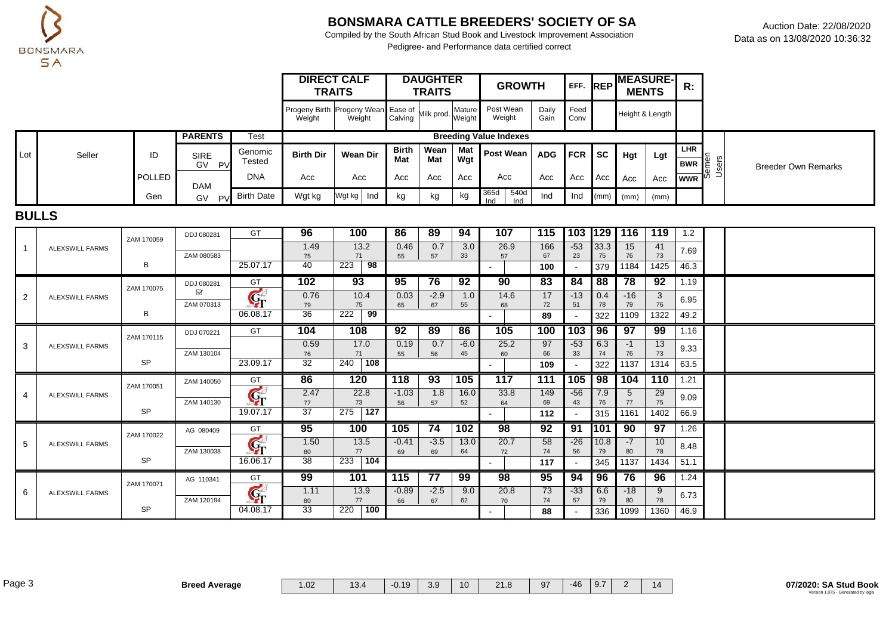# BONSMARA CATTLE BREEDERS' SOCIETY OF SA

Compiled by the South African Stud Book and Livestock Improvement Association

Pedigree- and Performance data certified correct

Auction Date: 22/08/2020
Data as on 13/08/2020 10:36:32

## BULLS

| Lot | Seller | ID / POLLED / Gen | SIRE / DAM | Test / Birth Date | Birth Dir (Progeny Birth Weight) | Wean Dir Wgt kg (Progeny Wean Weight) | Wean Dir Ind | Birth Mat (Ease of Calving) | Wean Mat (Milk prod.) | Mat Wgt (Mature Weight) | Post Wean (365d Ind / 540d Ind) | ADG (Daily Gain) | FCR (Feed Conv) | SC (REP) | Hgt | Lgt | LHR / BWR / WWR | Semen Users | Breeder Own Remarks |
|---|---|---|---|---|---|---|---|---|---|---|---|---|---|---|---|---|---|---|---|
| 1 | ALEXSWILL FARMS | ZAM 170059 | DDJ 080281 | GT | 96 | 100 | | 86 | 89 | 94 | 107 | 115 | 103 | 129 | 116 | 119 | 1.2 | | |
| | | | ZAM 080583 | | 1.49 (75) | 13.2 (71) | | 0.46 (55) | 0.7 (57) | 3.0 (33) | 26.9 (57) | 166 (67) | -53 (23) | 33.3 (75) | 15 (76) | 41 (73) | 7.69 | | |
| | | B | | 25.07.17 | 40 | 223 | 98 | | | | - | 100 | - | 379 | 1184 | 1425 | 46.3 | | |
| 2 | ALEXSWILL FARMS | ZAM 170075 | DDJ 080281 ☑ | GT | 102 | 93 | | 95 | 76 | 92 | 90 | 83 | 84 | 88 | 78 | 92 | 1.19 | | |
| | | | ZAM 070313 | GT | 0.76 (79) | 10.4 (75) | | 0.03 (65) | -2.9 (67) | 1.0 (55) | 14.6 (68) | 17 (72) | -13 (51) | 0.4 (78) | -16 (79) | 3 (76) | 6.95 | | |
| | | B | | 06.08.17 | 36 | 222 | 99 | | | | - | 89 | - | 322 | 1109 | 1322 | 49.2 | | |
| 3 | ALEXSWILL FARMS | ZAM 170115 | DDJ 070221 | GT | 104 | 108 | | 92 | 89 | 86 | 105 | 100 | 103 | 96 | 97 | 99 | 1.16 | | |
| | | | ZAM 130104 | | 0.59 (76) | 17.0 (71) | | 0.19 (55) | 0.7 (56) | -6.0 (45) | 25.2 (60) | 97 (66) | -53 (33) | 6.3 (74) | -1 (76) | 13 (73) | 9.33 | | |
| | | SP | | 23.09.17 | 32 | 240 | 108 | | | | - | 109 | - | 322 | 1137 | 1314 | 63.5 | | |
| 4 | ALEXSWILL FARMS | ZAM 170051 | ZAM 140050 | GT | 86 | 120 | | 118 | 93 | 105 | 117 | 111 | 105 | 98 | 104 | 110 | 1.21 | | |
| | | | ZAM 140130 | GT | 2.47 (77) | 22.8 (73) | | -1.03 (56) | 1.8 (57) | 16.0 (52) | 33.8 (64) | 149 (69) | -56 (43) | 7.9 (76) | 5 (77) | 29 (75) | 9.09 | | |
| | | SP | | 19.07.17 | 37 | 275 | 127 | | | | - | 112 | - | 315 | 1161 | 1402 | 66.9 | | |
| 5 | ALEXSWILL FARMS | ZAM 170022 | AG 080409 | GT | 95 | 100 | | 105 | 74 | 102 | 98 | 92 | 91 | 101 | 90 | 97 | 1.26 | | |
| | | | ZAM 130038 | GT | 1.50 (80) | 13.5 (77) | | -0.41 (69) | -3.5 (69) | 13.0 (64) | 20.7 (72) | 58 (74) | -26 (56) | 10.8 (79) | -7 (80) | 10 (78) | 8.48 | | |
| | | SP | | 16.06.17 | 38 | 233 | 104 | | | | - | 117 | - | 345 | 1137 | 1434 | 51.1 | | |
| 6 | ALEXSWILL FARMS | ZAM 170071 | AG 110341 | GT | 99 | 101 | | 115 | 77 | 99 | 98 | 95 | 94 | 96 | 76 | 96 | 1.24 | | |
| | | | ZAM 120194 | GT | 1.11 (80) | 13.9 (77) | | -0.89 (66) | -2.5 (67) | 9.0 (62) | 20.8 (70) | 73 (74) | -33 (57) | 6.6 (79) | -18 (80) | 9 (78) | 6.73 | | |
| | | SP | | 04.08.17 | 33 | 220 | 100 | | | | - | 88 | - | 336 | 1099 | 1360 | 46.9 | | |

| Breed Average | Birth Dir | Wean Dir | Birth Mat | Wean Mat | Mat Wgt | Post Wean | ADG | FCR | SC | Hgt | Lgt |
|---|---|---|---|---|---|---|---|---|---|---|---|
| | 1.02 | 13.4 | -0.19 | 3.9 | 10 | 21.8 | 97 | -46 | 9.7 | 2 | 14 |

07/2020: SA Stud Book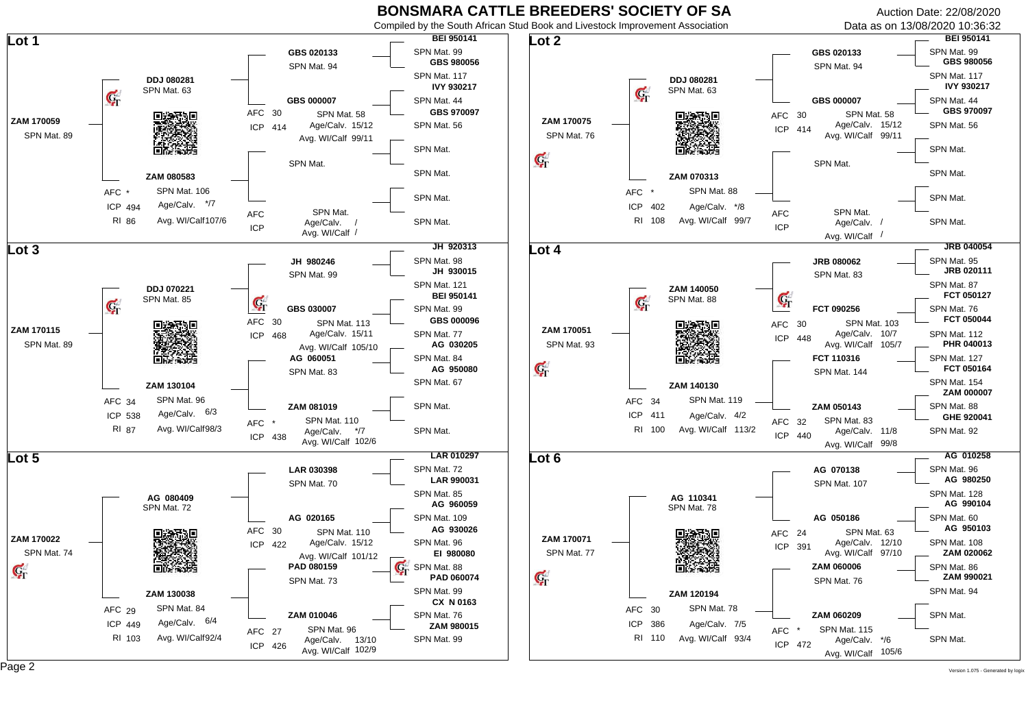# BONSMARA CATTLE BREEDERS' SOCIETY OF SA

Compiled by the South African Stud Book and Livestock Improvement Association

Auction Date: 22/08/2020

Data as on 13/08/2020 10:36:32

## Lot 1

**ZAM 170059** SPN Mat. 89

- Sire: **DDJ 080281** SPN Mat. 63
  - **GBS 020133** SPN Mat. 94
    - **BEI 950141** SPN Mat. 99
    - **GBS 980056** SPN Mat. 117
  - **GBS 000007** AFC 30, ICP 414, SPN Mat. 58, Age/Calv. 15/12, Avg. Wl/Calf 99/11
    - **IVY 930217** SPN Mat. 44
    - **GBS 970097** SPN Mat. 56
- Dam: **ZAM 080583** AFC *, ICP 494, RI 86, SPN Mat. 106, Age/Calv. */7, Avg. Wl/Calf 107/6
  - SPN Mat.
    - SPN Mat.
    - SPN Mat.
  - AFC, ICP, SPN Mat., Age/Calv. /, Avg. Wl/Calf /
    - SPN Mat.
    - SPN Mat.

## Lot 2

**ZAM 170075** SPN Mat. 76

- Sire: **DDJ 080281** SPN Mat. 63
  - **GBS 020133** SPN Mat. 94
    - **BEI 950141** SPN Mat. 99
    - **GBS 980056** SPN Mat. 117
  - **GBS 000007** AFC 30, ICP 414, SPN Mat. 58, Age/Calv. 15/12, Avg. Wl/Calf 99/11
    - **IVY 930217** SPN Mat. 44
    - **GBS 970097** SPN Mat. 56
- Dam: **ZAM 070313** AFC *, ICP 402, RI 108, SPN Mat. 88, Age/Calv. */8, Avg. Wl/Calf 99/7
  - SPN Mat.
    - SPN Mat.
    - SPN Mat.
  - AFC, ICP, SPN Mat., Age/Calv. /, Avg. Wl/Calf /
    - SPN Mat.
    - SPN Mat.

## Lot 3

**ZAM 170115** SPN Mat. 89

- Sire: **DDJ 070221** SPN Mat. 85
  - **JH 980246** SPN Mat. 99
    - **JH 920313** SPN Mat. 98
    - **JH 930015** SPN Mat. 121
  - **GBS 030007** AFC 30, ICP 468, SPN Mat. 113, Age/Calv. 15/11, Avg. Wl/Calf 105/10
    - **BEI 950141** SPN Mat. 99
    - **GBS 000096** SPN Mat. 77
- Dam: **ZAM 130104** AFC 34, ICP 538, RI 87, SPN Mat. 96, Age/Calv. 6/3, Avg. Wl/Calf 98/3
  - **AG 060051** SPN Mat. 83
    - **AG 030205** SPN Mat. 84
    - **AG 950080** SPN Mat. 67
  - **ZAM 081019** AFC *, ICP 438, SPN Mat. 110, Age/Calv. */7, Avg. Wl/Calf 102/6
    - SPN Mat.
    - SPN Mat.

## Lot 4

**ZAM 170051** SPN Mat. 93

- Sire: **ZAM 140050** SPN Mat. 88
  - **JRB 080062** SPN Mat. 83
    - **JRB 040054** SPN Mat. 95
    - **JRB 020111** SPN Mat. 87
  - **FCT 090256** AFC 30, ICP 448, SPN Mat. 103, Age/Calv. 10/7, Avg. Wl/Calf 105/7
    - **FCT 050127** SPN Mat. 76
    - **FCT 050044** SPN Mat. 112
- Dam: **ZAM 140130** AFC 34, ICP 411, RI 100, SPN Mat. 119, Age/Calv. 4/2, Avg. Wl/Calf 113/2
  - **FCT 110316** SPN Mat. 144
    - **PHR 040013** SPN Mat. 127
    - **FCT 050164** SPN Mat. 154
  - **ZAM 050143** AFC 32, ICP 440, SPN Mat. 83, Age/Calv. 11/8, Avg. Wl/Calf 99/8
    - **ZAM 000007** SPN Mat. 88
    - **GHE 920041** SPN Mat. 92

## Lot 5

**ZAM 170022** SPN Mat. 74

- Sire: **AG 080409** SPN Mat. 72
  - **LAR 030398** SPN Mat. 70
    - **LAR 010297** SPN Mat. 72
    - **LAR 990031** SPN Mat. 85
  - **AG 020165** AFC 30, ICP 422, SPN Mat. 110, Age/Calv. 15/12, Avg. Wl/Calf 101/12
    - **AG 960059** SPN Mat. 109
    - **AG 930026** SPN Mat. 96
- Dam: **ZAM 130038** AFC 29, ICP 449, RI 103, SPN Mat. 84, Age/Calv. 6/4, Avg. Wl/Calf 92/4
  - **PAD 080159** SPN Mat. 73
    - **EI 980080** SPN Mat. 88
    - **PAD 060074** SPN Mat. 99
  - **ZAM 010046** AFC 27, ICP 426, SPN Mat. 96, Age/Calv. 13/10, Avg. Wl/Calf 102/9
    - **CX N 0163** SPN Mat. 76
    - **ZAM 980015** SPN Mat. 99

## Lot 6

**ZAM 170071** SPN Mat. 77

- Sire: **AG 110341** SPN Mat. 78
  - **AG 070138** SPN Mat. 107
    - **AG 010258** SPN Mat. 96
    - **AG 980250** SPN Mat. 128
  - **AG 050186** AFC 24, ICP 391, SPN Mat. 63, Age/Calv. 12/10, Avg. Wl/Calf 97/10
    - **AG 990104** SPN Mat. 60
    - **AG 950103** SPN Mat. 108
- Dam: **ZAM 120194** AFC 30, ICP 386, RI 110, SPN Mat. 78, Age/Calv. 7/5, Avg. Wl/Calf 93/4
  - **ZAM 060006** SPN Mat. 76
    - **ZAM 020062** SPN Mat. 86
    - **ZAM 990021** SPN Mat. 94
  - **ZAM 060209** AFC *, ICP 472, SPN Mat. 115, Age/Calv. */6, Avg. Wl/Calf 105/6
    - SPN Mat.
    - SPN Mat.

Version 1.075 - Generated by logix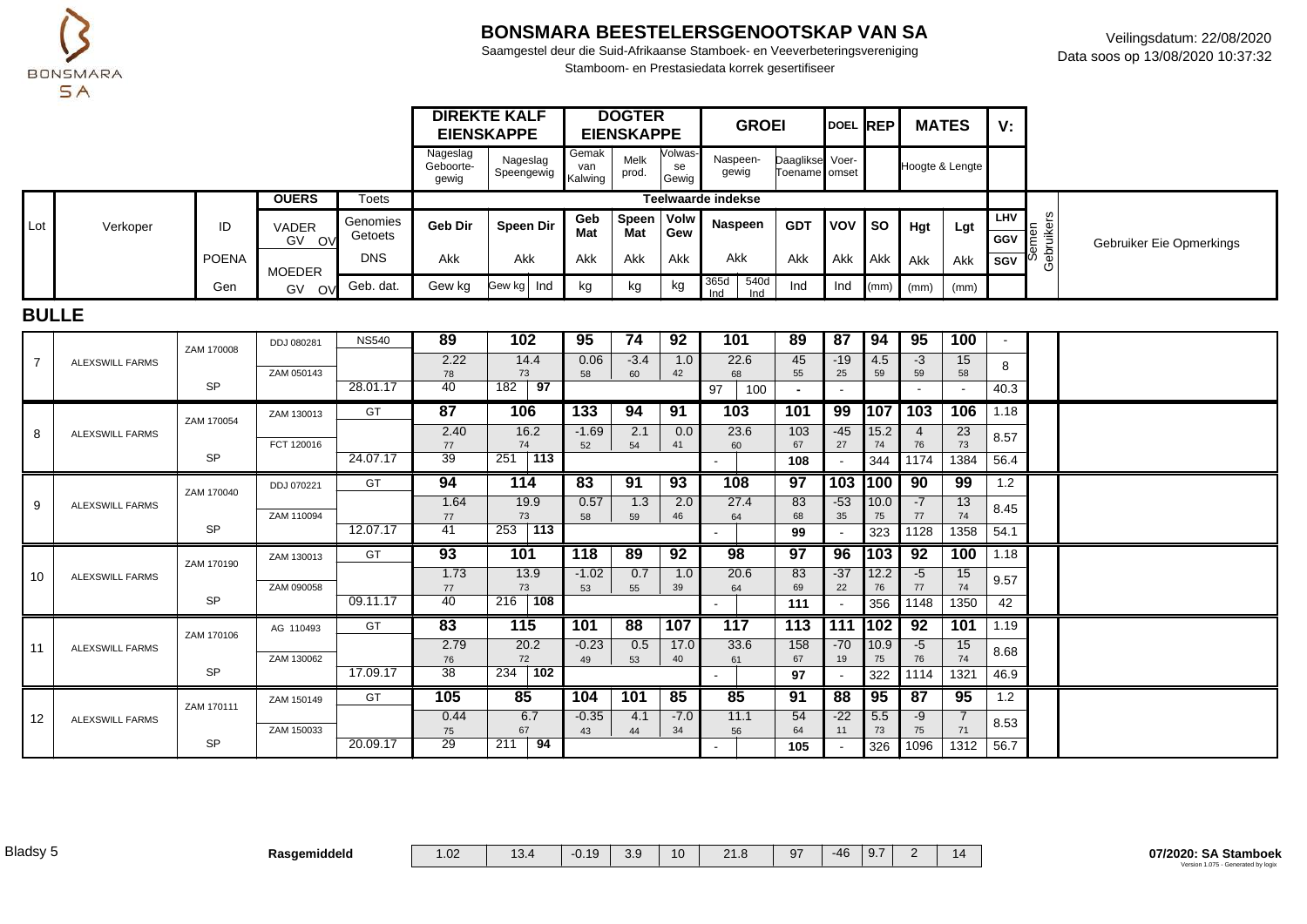# BONSMARA BEESTELERSGENOOTSKAP VAN SA

Saamgestel deur die Suid-Afrikaanse Stamboek- en Veeverbeteringsvereniging

Stamboom- en Prestasiedata korrek gesertifiseer

Veilingsdatum: 22/08/2020

Data soos op 13/08/2020 10:37:32

| | | | | | DIREKTE KALF EIENSKAPPE | | | DOGTER EIENSKAPPE | | | GROEI | | | DOEL | REP | MATES | | V: | | |
|---|---|---|---|---|---|---|---|---|---|---|---|---|---|---|---|---|---|---|---|---|
| | | | | | Nageslag Geboorte-gewig | Nageslag Speengewig | | Gemak van Kalwing | Melk prod. | Volwasse Gewig | Naspeen-gewig | | Daaglikse Toename | Voer-omset | | Hoogte & Lengte | | | | |
| | | | OUERS | Toets | Teelwaarde indekse | | | | | | | | | | | | | | | |
| Lot | Verkoper | ID | VADER GV OV | Genomies Getoets | Geb Dir | Speen Dir | | Geb Mat | Speen Mat | Volw Gew | Naspeen | | GDT | VOV | SO | Hgt | Lgt | LHV / GGV | Semen Gebruikers | Gebruiker Eie Opmerkings |
| | | POENA | MOEDER | DNS | Akk | Akk | | Akk | Akk | Akk | Akk | | Akk | Akk | Akk | Akk | Akk | SGV | | |
| | | Gen | GV OV | Geb. dat. | Gew kg | Gew kg | Ind | kg | kg | kg | 365d Ind | 540d Ind | Ind | Ind | (mm) | (mm) | (mm) | | | |

## BULLE

| Lot | Verkoper | ID | Ouers | Toets | Geb Dir | Speen Dir | | Geb Mat | Speen Mat | Volw Gew | Naspeen | | GDT | VOV | SO | Hgt | Lgt | V: | Semen Gebruikers | Gebruiker Eie Opmerkings |
|---|---|---|---|---|---|---|---|---|---|---|---|---|---|---|---|---|---|---|---|---|
| 7 | ALEXSWILL FARMS | ZAM 170008 | DDJ 080281 | NS540 | 89 | 102 | | 95 | 74 | 92 | 101 | | 89 | 87 | 94 | 95 | 100 | - | | |
| | | | | | 2.22 / 78 | 14.4 / 73 | | 0.06 / 58 | -3.4 / 60 | 1.0 / 42 | 22.6 / 68 | | 45 / 55 | -19 / 25 | 4.5 / 59 | -3 / 59 | 15 / 58 | 8 | | |
| | | SP | ZAM 050143 | 28.01.17 | 40 | 182 | 97 | | | | 97 | 100 | - | - | | - | - | 40.3 | | |
| 8 | ALEXSWILL FARMS | ZAM 170054 | ZAM 130013 | GT | 87 | 106 | | 133 | 94 | 91 | 103 | | 101 | 99 | 107 | 103 | 106 | 1.18 | | |
| | | | | | 2.40 / 77 | 16.2 / 74 | | -1.69 / 52 | 2.1 / 54 | 0.0 / 41 | 23.6 / 60 | | 103 / 67 | -45 / 27 | 15.2 / 74 | 4 / 76 | 23 / 73 | 8.57 | | |
| | | SP | FCT 120016 | 24.07.17 | 39 | 251 | 113 | | | | - | | 108 | - | 344 | 1174 | 1384 | 56.4 | | |
| 9 | ALEXSWILL FARMS | ZAM 170040 | DDJ 070221 | GT | 94 | 114 | | 83 | 91 | 93 | 108 | | 97 | 103 | 100 | 90 | 99 | 1.2 | | |
| | | | | | 1.64 / 77 | 19.9 / 73 | | 0.57 / 58 | 1.3 / 59 | 2.0 / 46 | 27.4 / 64 | | 83 / 68 | -53 / 35 | 10.0 / 75 | -7 / 77 | 13 / 74 | 8.45 | | |
| | | SP | ZAM 110094 | 12.07.17 | 41 | 253 | 113 | | | | - | | 99 | - | 323 | 1128 | 1358 | 54.1 | | |
| 10 | ALEXSWILL FARMS | ZAM 170190 | ZAM 130013 | GT | 93 | 101 | | 118 | 89 | 92 | 98 | | 97 | 96 | 103 | 92 | 100 | 1.18 | | |
| | | | | | 1.73 / 77 | 13.9 / 73 | | -1.02 / 53 | 0.7 / 55 | 1.0 / 39 | 20.6 / 64 | | 83 / 69 | -37 / 22 | 12.2 / 76 | -5 / 77 | 15 / 74 | 9.57 | | |
| | | SP | ZAM 090058 | 09.11.17 | 40 | 216 | 108 | | | | - | | 111 | - | 356 | 1148 | 1350 | 42 | | |
| 11 | ALEXSWILL FARMS | ZAM 170106 | AG 110493 | GT | 83 | 115 | | 101 | 88 | 107 | 117 | | 113 | 111 | 102 | 92 | 101 | 1.19 | | |
| | | | | | 2.79 / 76 | 20.2 / 72 | | -0.23 / 49 | 0.5 / 53 | 17.0 / 40 | 33.6 / 61 | | 158 / 67 | -70 / 19 | 10.9 / 75 | -5 / 76 | 15 / 74 | 8.68 | | |
| | | SP | ZAM 130062 | 17.09.17 | 38 | 234 | 102 | | | | - | | 97 | - | 322 | 1114 | 1321 | 46.9 | | |
| 12 | ALEXSWILL FARMS | ZAM 170111 | ZAM 150149 | GT | 105 | 85 | | 104 | 101 | 85 | 85 | | 91 | 88 | 95 | 87 | 95 | 1.2 | | |
| | | | | | 0.44 / 75 | 6.7 / 67 | | -0.35 / 43 | 4.1 / 44 | -7.0 / 34 | 11.1 / 56 | | 54 / 64 | -22 / 11 | 5.5 / 73 | -9 / 75 | 7 / 71 | 8.53 | | |
| | | SP | ZAM 150033 | 20.09.17 | 29 | 211 | 94 | | | | - | | 105 | - | 326 | 1096 | 1312 | 56.7 | | |

| Rasgemiddeld | 1.02 | 13.4 | -0.19 | 3.9 | 10 | 21.8 | 97 | -46 | 9.7 | 2 | 14 |
|---|---|---|---|---|---|---|---|---|---|---|---|

07/2020: SA Stamboek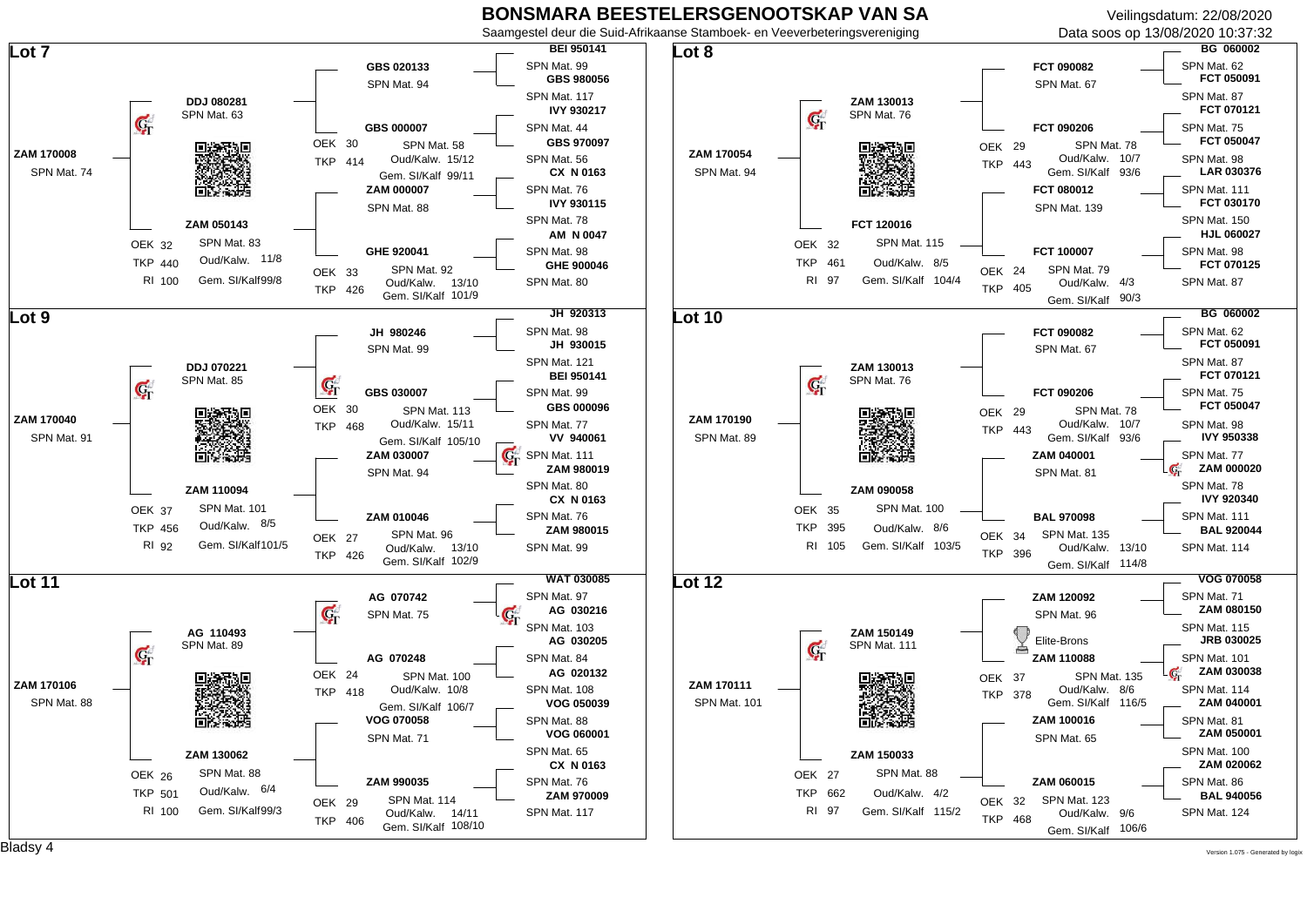# BONSMARA BEESTELERSGENOOTSKAP VAN SA

Saamgestel deur die Suid-Afrikaanse Stamboek- en Veeverbeteringsvereniging

Veilingsdatum: 22/08/2020
Data soos op 13/08/2020 10:37:32

## Lot 7

**ZAM 170008**
SPN Mat. 74

- Sire: **DDJ 080281** — SPN Mat. 63
  - **GBS 020133** — SPN Mat. 94
    - **BEI 950141** — SPN Mat. 99
    - **GBS 980056** — SPN Mat. 117
  - **GBS 000007** — OEK 30, TKP 414, SPN Mat. 58, Oud/Kalw. 15/12, Gem. SI/Kalf 99/11
    - **IVY 930217** — SPN Mat. 44
    - **GBS 970097** — SPN Mat. 56
- Dam: **ZAM 050143** — OEK 32, TKP 440, RI 100, SPN Mat. 83, Oud/Kalw. 11/8, Gem. SI/Kalf 99/8
  - **ZAM 000007** — SPN Mat. 88
    - **CX N 0163** — SPN Mat. 76
    - **IVY 930115** — SPN Mat. 78
  - **GHE 920041** — OEK 33, TKP 426, SPN Mat. 92, Oud/Kalw. 13/10, Gem. SI/Kalf 101/9
    - **AM N 0047** — SPN Mat. 98
    - **GHE 900046** — SPN Mat. 80

## Lot 8

**ZAM 170054**
SPN Mat. 94

- Sire: **ZAM 130013** — SPN Mat. 76
  - **FCT 090082** — SPN Mat. 67
    - **BG 060002** — SPN Mat. 62
    - **FCT 050091** — SPN Mat. 87
  - **FCT 090206** — OEK 29, TKP 443, SPN Mat. 78, Oud/Kalw. 10/7, Gem. SI/Kalf 93/6
    - **FCT 070121** — SPN Mat. 75
    - **FCT 050047** — SPN Mat. 98
- Dam: **FCT 120016** — OEK 32, TKP 461, RI 97, SPN Mat. 115, Oud/Kalw. 8/5, Gem. SI/Kalf 104/4
  - **FCT 080012** — SPN Mat. 139
    - **LAR 030376** — SPN Mat. 111
    - **FCT 030170** — SPN Mat. 150
  - **FCT 100007** — OEK 24, TKP 405, SPN Mat. 79, Oud/Kalw. 4/3, Gem. SI/Kalf 90/3
    - **HJL 060027** — SPN Mat. 98
    - **FCT 070125** — SPN Mat. 87

## Lot 9

**ZAM 170040**
SPN Mat. 91

- Sire: **DDJ 070221** — SPN Mat. 85
  - **JH 980246** — SPN Mat. 99
    - **JH 920313** — SPN Mat. 98
    - **JH 930015** — SPN Mat. 121
  - **GBS 030007** — OEK 30, TKP 468, SPN Mat. 113, Oud/Kalw. 15/11, Gem. SI/Kalf 105/10
    - **BEI 950141** — SPN Mat. 99
    - **GBS 000096** — SPN Mat. 77
- Dam: **ZAM 110094** — OEK 37, TKP 456, RI 92, SPN Mat. 101, Oud/Kalw. 8/5, Gem. SI/Kalf 101/5
  - **ZAM 030007** — SPN Mat. 94
    - **VV 940061** — SPN Mat. 111
    - **ZAM 980019** — SPN Mat. 80
  - **ZAM 010046** — OEK 27, TKP 426, SPN Mat. 96, Oud/Kalw. 13/10, Gem. SI/Kalf 102/9
    - **CX N 0163** — SPN Mat. 76
    - **ZAM 980015** — SPN Mat. 99

## Lot 10

**ZAM 170190**
SPN Mat. 89

- Sire: **ZAM 130013** — SPN Mat. 76
  - **FCT 090082** — SPN Mat. 67
    - **BG 060002** — SPN Mat. 62
    - **FCT 050091** — SPN Mat. 87
  - **FCT 090206** — OEK 29, TKP 443, SPN Mat. 78, Oud/Kalw. 10/7, Gem. SI/Kalf 93/6
    - **FCT 070121** — SPN Mat. 75
    - **FCT 050047** — SPN Mat. 98
- Dam: **ZAM 090058** — OEK 35, TKP 395, RI 105, SPN Mat. 100, Oud/Kalw. 8/6, Gem. SI/Kalf 103/5
  - **ZAM 040001** — SPN Mat. 81
    - **IVY 950338** — SPN Mat. 77
    - **ZAM 000020** — SPN Mat. 78
  - **BAL 970098** — OEK 34, TKP 396, SPN Mat. 135, Oud/Kalw. 13/10, Gem. SI/Kalf 114/8
    - **IVY 920340** — SPN Mat. 111
    - **BAL 920044** — SPN Mat. 114

## Lot 11

**ZAM 170106**
SPN Mat. 88

- Sire: **AG 110493** — SPN Mat. 89
  - **AG 070742** — SPN Mat. 75
    - **WAT 030085** — SPN Mat. 97
    - **AG 030216** — SPN Mat. 103
  - **AG 070248** — OEK 24, TKP 418, SPN Mat. 100, Oud/Kalw. 10/8, Gem. SI/Kalf 106/7
    - **AG 030205** — SPN Mat. 84
    - **AG 020132** — SPN Mat. 108
- Dam: **ZAM 130062** — OEK 26, TKP 501, RI 100, SPN Mat. 88, Oud/Kalw. 6/4, Gem. SI/Kalf 99/3
  - **VOG 070058** — SPN Mat. 71
    - **VOG 050039** — SPN Mat. 88
    - **VOG 060001** — SPN Mat. 65
  - **ZAM 990035** — OEK 29, TKP 406, SPN Mat. 114, Oud/Kalw. 14/11, Gem. SI/Kalf 108/10
    - **CX N 0163** — SPN Mat. 76
    - **ZAM 970009** — SPN Mat. 117

## Lot 12

**ZAM 170111**
SPN Mat. 101

- Sire: **ZAM 150149** — SPN Mat. 111
  - **ZAM 120092** — SPN Mat. 96
    - **VOG 070058** — SPN Mat. 71
    - **ZAM 080150** — SPN Mat. 115
  - **ZAM 110088** — Elite-Brons, OEK 37, TKP 378, SPN Mat. 135, Oud/Kalw. 8/6, Gem. SI/Kalf 116/5
    - **JRB 030025** — SPN Mat. 101
    - **ZAM 030038** — SPN Mat. 114
- Dam: **ZAM 150033** — OEK 27, TKP 662, RI 97, SPN Mat. 88, Oud/Kalw. 4/2, Gem. SI/Kalf 115/2
  - **ZAM 100016** — SPN Mat. 65
    - **ZAM 040001** — SPN Mat. 81
    - **ZAM 050001** — SPN Mat. 100
  - **ZAM 060015** — OEK 32, TKP 468, SPN Mat. 123, Oud/Kalw. 9/6, Gem. SI/Kalf 106/6
    - **ZAM 020062** — SPN Mat. 86
    - **BAL 940056** — SPN Mat. 124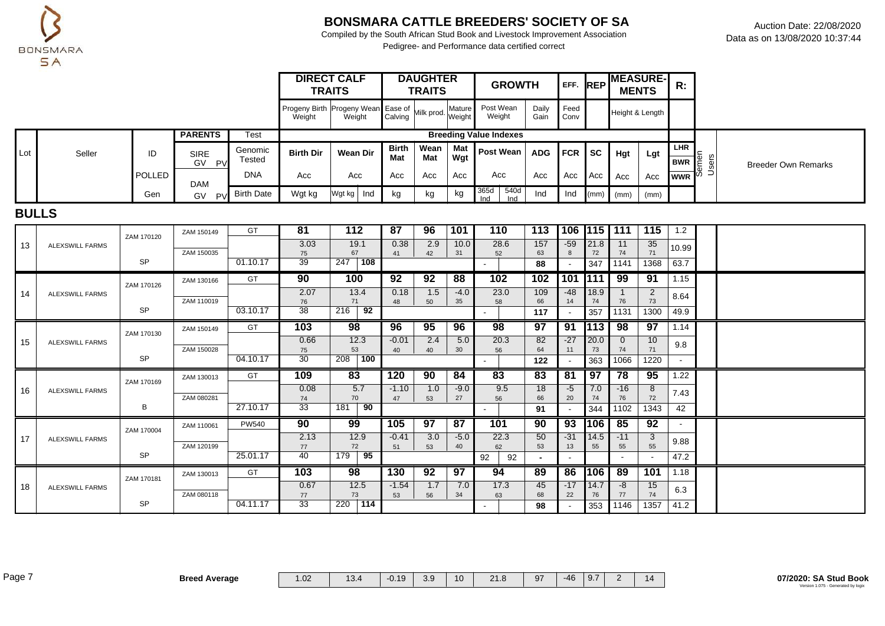# BONSMARA CATTLE BREEDERS' SOCIETY OF SA

Compiled by the South African Stud Book and Livestock Improvement Association

Pedigree- and Performance data certified correct

Auction Date: 22/08/2020

Data as on 13/08/2020 10:37:44

## BULLS

| Lot | Seller | ID / POLLED / Gen | PARENTS (SIRE / DAM) | Test: Genomic Tested / DNA / Birth Date | Birth Dir (Progeny Birth Weight) | Wean Dir (Progeny Wean Weight) | Wean Dir Ind | Birth Mat (Ease of Calving) | Wean Mat (Milk prod.) | Mat Wgt (Mature Weight) | Post Wean (Post Wean Weight) 365d Ind | Post Wean 540d Ind | ADG (Daily Gain) | FCR (Feed Conv) | SC (REP) | Hgt | Lgt | LHR / BWR / WWR | Semen Users | Breeder Own Remarks |
|---|---|---|---|---|---|---|---|---|---|---|---|---|---|---|---|---|---|---|---|---|
| 13 | ALEXSWILL FARMS | ZAM 170120 | ZAM 150149 | GT | 81 | 112 | | 87 | 96 | 101 | 110 | | 113 | 106 | 115 | 111 | 115 | 1.2 | | |
| | | | ZAM 150035 | | 3.03 / 75 | 19.1 / 67 | | 0.38 / 41 | 2.9 / 42 | 10.0 / 31 | 28.6 / 52 | | 157 / 63 | -59 / 8 | 21.8 / 72 | 11 / 74 | 35 / 71 | 10.99 | | |
| | | SP | | 01.10.17 | 39 | 247 | 108 | | | | - | | 88 | - | 347 | 1141 | 1368 | 63.7 | | |
| 14 | ALEXSWILL FARMS | ZAM 170126 | ZAM 130166 | GT | 90 | 100 | | 92 | 92 | 88 | 102 | | 102 | 101 | 111 | 99 | 91 | 1.15 | | |
| | | | ZAM 110019 | | 2.07 / 76 | 13.4 / 71 | | 0.18 / 48 | 1.5 / 50 | -4.0 / 35 | 23.0 / 58 | | 109 / 66 | -48 / 14 | 18.9 / 74 | 1 / 76 | 2 / 73 | 8.64 | | |
| | | SP | | 03.10.17 | 38 | 216 | 92 | | | | - | | 117 | - | 357 | 1131 | 1300 | 49.9 | | |
| 15 | ALEXSWILL FARMS | ZAM 170130 | ZAM 150149 | GT | 103 | 98 | | 96 | 95 | 96 | 98 | | 97 | 91 | 113 | 98 | 97 | 1.14 | | |
| | | | ZAM 150028 | | 0.66 / 75 | 12.3 / 53 | | -0.01 / 40 | 2.4 / 40 | 5.0 / 30 | 20.3 / 56 | | 82 / 64 | -27 / 11 | 20.0 / 73 | 0 / 74 | 10 / 71 | 9.8 | | |
| | | SP | | 04.10.17 | 30 | 208 | 100 | | | | - | | 122 | - | 363 | 1066 | 1220 | - | | |
| 16 | ALEXSWILL FARMS | ZAM 170169 | ZAM 130013 | GT | 109 | 83 | | 120 | 90 | 84 | 83 | | 83 | 81 | 97 | 78 | 95 | 1.22 | | |
| | | | ZAM 080281 | | 0.08 / 74 | 5.7 / 70 | | -1.10 / 47 | 1.0 / 53 | -9.0 / 27 | 9.5 / 56 | | 18 / 66 | -5 / 20 | 7.0 / 74 | -16 / 76 | 8 / 72 | 7.43 | | |
| | | B | | 27.10.17 | 33 | 181 | 90 | | | | - | | 91 | - | 344 | 1102 | 1343 | 42 | | |
| 17 | ALEXSWILL FARMS | ZAM 170004 | ZAM 110061 | PW540 | 90 | 99 | | 105 | 97 | 87 | 101 | | 90 | 93 | 106 | 85 | 92 | - | | |
| | | | ZAM 120199 | | 2.13 / 77 | 12.9 / 72 | | -0.41 / 51 | 3.0 / 53 | -5.0 / 40 | 22.3 / 62 | | 50 / 53 | -31 / 13 | 14.5 / 55 | -11 / 55 | 3 / 55 | 9.88 | | |
| | | SP | | 25.01.17 | 40 | 179 | 95 | | | | 92 | 92 | - | - | | - | - | 47.2 | | |
| 18 | ALEXSWILL FARMS | ZAM 170181 | ZAM 130013 | GT | 103 | 98 | | 130 | 92 | 97 | 94 | | 89 | 86 | 106 | 89 | 101 | 1.18 | | |
| | | | ZAM 080118 | | 0.67 / 77 | 12.5 / 73 | | -1.54 / 53 | 1.7 / 56 | 7.0 / 34 | 17.3 / 63 | | 45 / 68 | -17 / 22 | 14.7 / 76 | -8 / 77 | 15 / 74 | 6.3 | | |
| | | SP | | 04.11.17 | 33 | 220 | 114 | | | | - | | 98 | - | 353 | 1146 | 1357 | 41.2 | | |

| Breed Average | Birth Dir | Wean Dir | Birth Mat | Wean Mat | Mat Wgt | Post Wean | ADG | FCR | SC | Hgt | Lgt |
|---|---|---|---|---|---|---|---|---|---|---|---|
| | 1.02 | 13.4 | -0.19 | 3.9 | 10 | 21.8 | 97 | -46 | 9.7 | 2 | 14 |

07/2020: SA Stud Book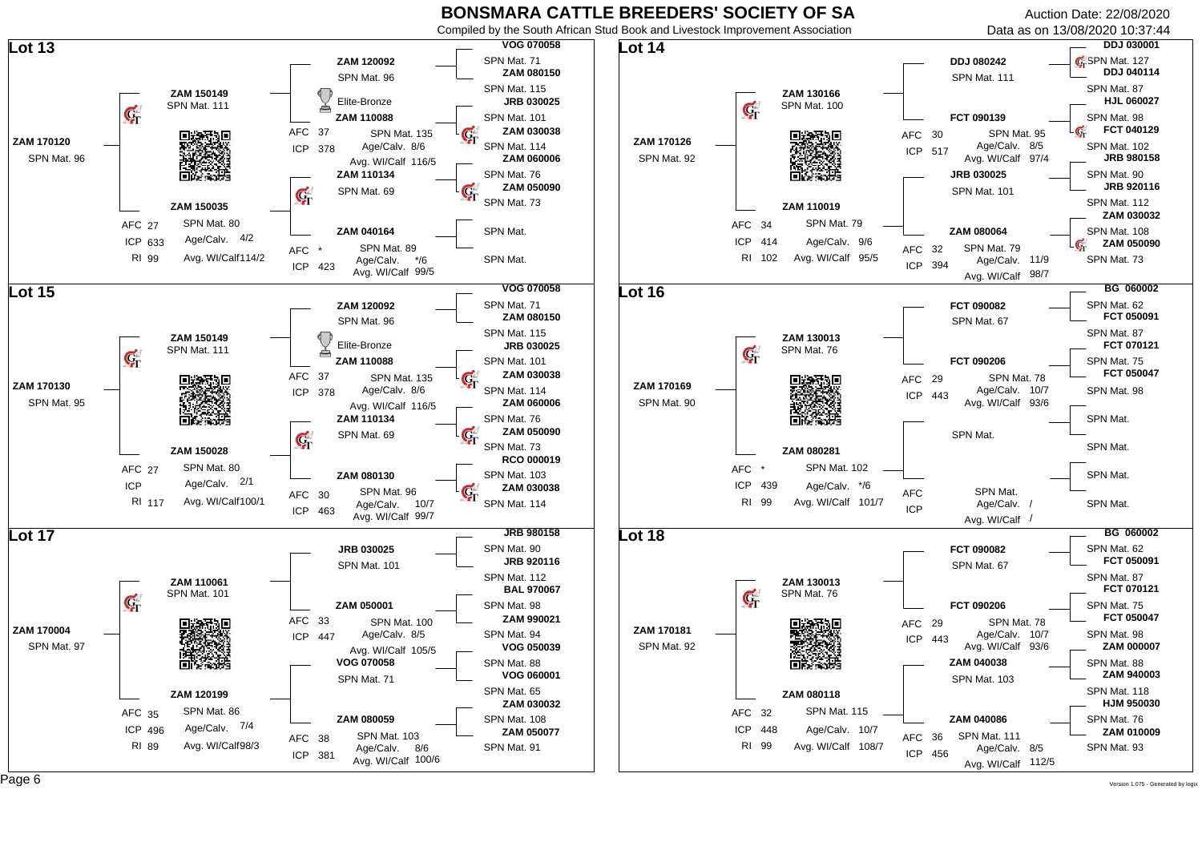# BONSMARA CATTLE BREEDERS' SOCIETY OF SA

Compiled by the South African Stud Book and Livestock Improvement Association

Auction Date: 22/08/2020

Data as on 13/08/2020 10:37:44

## Lot 13

**ZAM 170120**
SPN Mat. 96

- Sire: **ZAM 150149** — SPN Mat. 111
  - **ZAM 120092** — SPN Mat. 96
    - **VOG 070058** — SPN Mat. 71
    - **ZAM 080150** — SPN Mat. 115
  - Elite-Bronze **ZAM 110088** — AFC 37, ICP 378, SPN Mat. 135, Age/Calv. 8/6, Avg. WI/Calf 116/5
    - **JRB 030025** — SPN Mat. 101
    - **ZAM 030038** — SPN Mat. 114
- Dam: **ZAM 150035** — AFC 27, ICP 633, RI 99, SPN Mat. 80, Age/Calv. 4/2, Avg. WI/Calf 114/2
  - **ZAM 110134** — SPN Mat. 69
    - **ZAM 060006** — SPN Mat. 76
    - **ZAM 050090** — SPN Mat. 73
  - **ZAM 040164** — AFC *, ICP 423, SPN Mat. 89, Age/Calv. */6, Avg. WI/Calf 99/5
    - SPN Mat.
    - SPN Mat.

## Lot 14

**ZAM 170126**
SPN Mat. 92

- Sire: **ZAM 130166** — SPN Mat. 100
  - **DDJ 080242** — SPN Mat. 111
    - **DDJ 030001** — SPN Mat. 127
    - **DDJ 040114** — SPN Mat. 87
  - **FCT 090139** — AFC 30, ICP 517, SPN Mat. 95, Age/Calv. 8/5, Avg. WI/Calf 97/4
    - **HJL 060027** — SPN Mat. 98
    - **FCT 040129** — SPN Mat. 102
- Dam: **ZAM 110019** — AFC 34, ICP 414, RI 102, SPN Mat. 79, Age/Calv. 9/6, Avg. WI/Calf 95/5
  - **JRB 030025** — SPN Mat. 101
    - **JRB 980158** — SPN Mat. 90
    - **JRB 920116** — SPN Mat. 112
  - **ZAM 080064** — AFC 32, ICP 394, SPN Mat. 79, Age/Calv. 11/9, Avg. WI/Calf 98/7
    - **ZAM 030032** — SPN Mat. 108
    - **ZAM 050090** — SPN Mat. 73

## Lot 15

**ZAM 170130**
SPN Mat. 95

- Sire: **ZAM 150149** — SPN Mat. 111
  - **ZAM 120092** — SPN Mat. 96
    - **VOG 070058** — SPN Mat. 71
    - **ZAM 080150** — SPN Mat. 115
  - Elite-Bronze **ZAM 110088** — AFC 37, ICP 378, SPN Mat. 135, Age/Calv. 8/6, Avg. WI/Calf 116/5
    - **JRB 030025** — SPN Mat. 101
    - **ZAM 030038** — SPN Mat. 114
- Dam: **ZAM 150028** — AFC 27, ICP, RI 117, SPN Mat. 80, Age/Calv. 2/1, Avg. WI/Calf 100/1
  - **ZAM 110134** — SPN Mat. 69
    - **ZAM 060006** — SPN Mat. 76
    - **ZAM 050090** — SPN Mat. 73
  - **ZAM 080130** — AFC 30, ICP 463, SPN Mat. 96, Age/Calv. 10/7, Avg. WI/Calf 99/7
    - **RCO 000019** — SPN Mat. 103
    - **ZAM 030038** — SPN Mat. 114

## Lot 16

**ZAM 170169**
SPN Mat. 90

- Sire: **ZAM 130013** — SPN Mat. 76
  - **FCT 090082** — SPN Mat. 67
    - **BG 060002** — SPN Mat. 62
    - **FCT 050091** — SPN Mat. 87
  - **FCT 090206** — AFC 29, ICP 443, SPN Mat. 78, Age/Calv. 10/7, Avg. WI/Calf 93/6
    - **FCT 070121** — SPN Mat. 75
    - **FCT 050047** — SPN Mat. 98
- Dam: **ZAM 080281** — AFC *, ICP 439, RI 99, SPN Mat. 102, Age/Calv. */6, Avg. WI/Calf 101/7
  - SPN Mat.
    - SPN Mat.
    - SPN Mat.
  - AFC, ICP, SPN Mat., Age/Calv. /, Avg. WI/Calf /
    - SPN Mat.
    - SPN Mat.

## Lot 17

**ZAM 170004**
SPN Mat. 97

- Sire: **ZAM 110061** — SPN Mat. 101
  - **JRB 030025** — SPN Mat. 101
    - **JRB 980158** — SPN Mat. 90
    - **JRB 920116** — SPN Mat. 112
  - **ZAM 050001** — AFC 33, ICP 447, SPN Mat. 100, Age/Calv. 8/5, Avg. WI/Calf 105/5
    - **BAL 970067** — SPN Mat. 98
    - **ZAM 990021** — SPN Mat. 94
- Dam: **ZAM 120199** — AFC 35, ICP 496, RI 89, SPN Mat. 86, Age/Calv. 7/4, Avg. WI/Calf 98/3
  - **VOG 070058** — SPN Mat. 71
    - **VOG 050039** — SPN Mat. 88
    - **VOG 060001** — SPN Mat. 65
  - **ZAM 080059** — AFC 38, ICP 381, SPN Mat. 103, Age/Calv. 8/6, Avg. WI/Calf 100/6
    - **ZAM 030032** — SPN Mat. 108
    - **ZAM 050077** — SPN Mat. 91

## Lot 18

**ZAM 170181**
SPN Mat. 92

- Sire: **ZAM 130013** — SPN Mat. 76
  - **FCT 090082** — SPN Mat. 67
    - **BG 060002** — SPN Mat. 62
    - **FCT 050091** — SPN Mat. 87
  - **FCT 090206** — AFC 29, ICP 443, SPN Mat. 78, Age/Calv. 10/7, Avg. WI/Calf 93/6
    - **FCT 070121** — SPN Mat. 75
    - **FCT 050047** — SPN Mat. 98
- Dam: **ZAM 080118** — AFC 32, ICP 448, RI 99, SPN Mat. 115, Age/Calv. 10/7, Avg. WI/Calf 108/7
  - **ZAM 040038** — SPN Mat. 103
    - **ZAM 000007** — SPN Mat. 88
    - **ZAM 940003** — SPN Mat. 118
  - **ZAM 040086** — AFC 36, ICP 456, SPN Mat. 111, Age/Calv. 8/5, Avg. WI/Calf 112/5
    - **HJM 950030** — SPN Mat. 76
    - **ZAM 010009** — SPN Mat. 93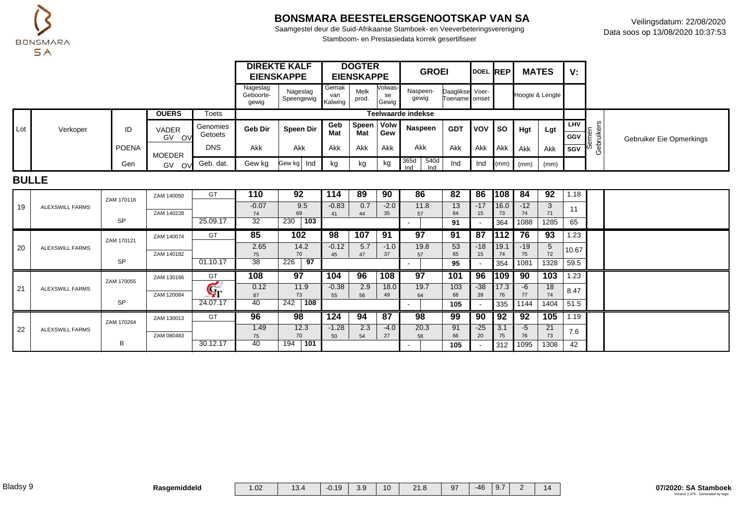# BONSMARA BEESTELERSGENOOTSKAP VAN SA

Saamgestel deur die Suid-Afrikaanse Stamboek- en Veeverbeteringsvereniging

Stamboom- en Prestasiedata korrek gesertifiseer

Veilingsdatum: 22/08/2020

Data soos op 13/08/2020 10:37:53

| | | | | | DIREKTE KALF EIENSKAPPE | | | DOGTER EIENSKAPPE | | | GROEI | | | DOEL | REP | MATES | | V: | | |
|---|---|---|---|---|---|---|---|---|---|---|---|---|---|---|---|---|---|---|---|---|
| | | | | | Nageslag Geboorte-gewig | Nageslag Speengewig | | Gemak van Kalwing | Melk prod. | Volwasse Gewig | Naspeen-gewig | | Daaglikse Toename | Voer-omset | | Hoogte & Lengte | | | | |
| | | | OUERS | Toets | Teelwaarde indekse | | | | | | | | | | | | | | | |
| Lot | Verkoper | ID | VADER GV OV | Genomies Getoets | Geb Dir | Speen Dir | | Geb Mat | Speen Mat | Volw Gew | Naspeen | | GDT | VOV | SO | Hgt | Lgt | LHV / GGV | Semen Gebruikers | Gebruiker Eie Opmerkings |
| | | POENA | MOEDER | DNS | Akk | Akk | | Akk | Akk | Akk | Akk | | Akk | Akk | Akk | Akk | Akk | SGV | | |
| | | Gen | GV OV | Geb. dat. | Gew kg | Gew kg | Ind | kg | kg | kg | 365d Ind | 540d Ind | Ind | Ind | (mm) | (mm) | (mm) | | | |

## BULLE

| Lot | Verkoper | ID | OUERS | Toets | Geb Dir | Speen Dir | | Geb Mat | Speen Mat | Volw Gew | Naspeen | | GDT | VOV | SO | Hgt | Lgt | V | Semen Gebruikers | Gebruiker Eie Opmerkings |
|---|---|---|---|---|---|---|---|---|---|---|---|---|---|---|---|---|---|---|---|---|
| 19 | ALEXSWILL FARMS | ZAM 170116 | ZAM 140050 | GT | **110** | **92** | | **114** | **89** | **90** | **86** | | **82** | **86** | **108** | **84** | **92** | 1.18 | | |
| | | | | | -0.07 / 74 | 9.5 / 69 | | -0.83 / 41 | 0.7 / 44 | -2.0 / 35 | 11.8 / 57 | | 13 / 64 | -17 / 15 | 16.0 / 73 | -12 / 74 | 3 / 71 | 11 | | |
| | | SP | ZAM 140228 | 25.09.17 | 32 | 230 | 103 | | | | - | | 91 | - | 364 | 1088 | 1285 | 65 | | |
| 20 | ALEXSWILL FARMS | ZAM 170121 | ZAM 140074 | GT | **85** | **102** | | **98** | **107** | **91** | **97** | | **91** | **87** | **112** | **76** | **93** | 1.23 | | |
| | | | | | 2.65 / 75 | 14.2 / 70 | | -0.12 / 45 | 5.7 / 47 | -1.0 / 37 | 19.8 / 57 | | 53 / 65 | -18 / 15 | 19.1 / 74 | -19 / 75 | 5 / 72 | 10.67 | | |
| | | SP | ZAM 140182 | 01.10.17 | 38 | 226 | 97 | | | | - | | 95 | - | 354 | 1081 | 1328 | 59.5 | | |
| 21 | ALEXSWILL FARMS | ZAM 170055 | ZAM 130166 | GT | **108** | **97** | | **104** | **96** | **108** | **97** | | **101** | **96** | **109** | **90** | **103** | 1.23 | | |
| | | | | GT | 0.12 / 87 | 11.9 / 73 | | -0.38 / 55 | 2.9 / 56 | 18.0 / 49 | 19.7 / 64 | | 103 / 68 | -38 / 39 | 17.3 / 76 | -6 / 77 | 18 / 74 | 8.47 | | |
| | | SP | ZAM 120084 | 24.07.17 | 40 | 242 | 108 | | | | - | | 105 | - | 335 | 1144 | 1404 | 51.5 | | |
| 22 | ALEXSWILL FARMS | ZAM 170264 | ZAM 130013 | GT | **96** | **98** | | **124** | **94** | **87** | **98** | | **99** | **90** | **92** | **92** | **105** | 1.19 | | |
| | | | | | 1.49 / 75 | 12.3 / 70 | | -1.28 / 50 | 2.3 / 54 | -4.0 / 27 | 20.3 / 58 | | 91 / 66 | -25 / 20 | 3.1 / 75 | -5 / 76 | 21 / 73 | 7.6 | | |
| | | B | ZAM 080483 | 30.12.17 | 40 | 194 | 101 | | | | - | | 105 | - | 312 | 1095 | 1308 | 42 | | |

| Rasgemiddeld | 1.02 | 13.4 | -0.19 | 3.9 | 10 | 21.8 | 97 | -46 | 9.7 | 2 | 14 |
|---|---|---|---|---|---|---|---|---|---|---|---|

07/2020: SA Stamboek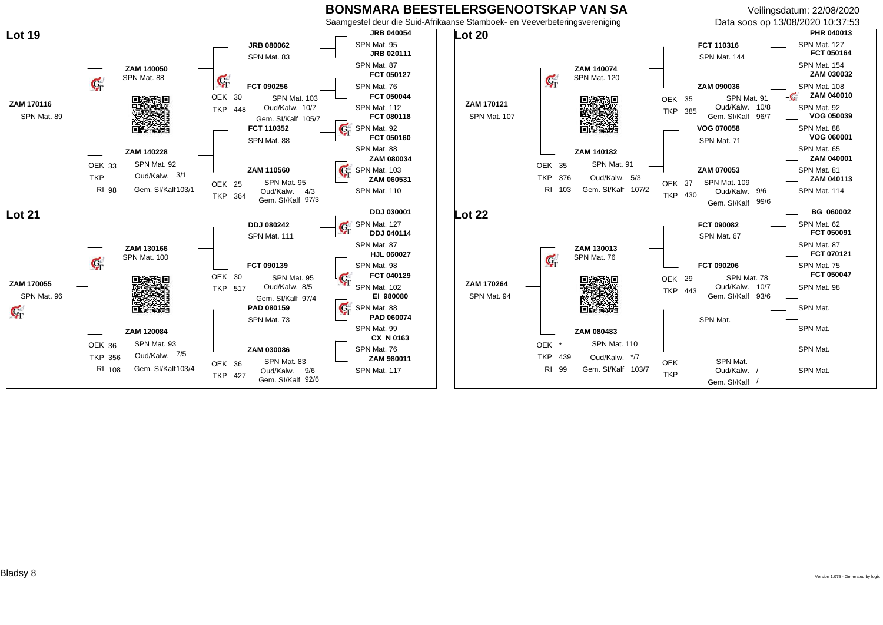# BONSMARA BEESTELERSGENOOTSKAP VAN SA

Saamgestel deur die Suid-Afrikaanse Stamboek- en Veeverbeteringsvereniging

Veilingsdatum: 22/08/2020

Data soos op 13/08/2020 10:37:53

## Lot 19

**ZAM 170116**
SPN Mat. 89

- Sire: **ZAM 140050** — SPN Mat. 88
  - **JRB 080062** — SPN Mat. 83
    - **JRB 040054** — SPN Mat. 95
    - **JRB 020111** — SPN Mat. 87
  - **FCT 090256** — SPN Mat. 103, OEK 30, TKP 448, Oud/Kalw. 10/7, Gem. Sl/Kalf 105/7
    - **FCT 050127** — SPN Mat. 76
    - **FCT 050044** — SPN Mat. 112
- Dam: **ZAM 140228** — SPN Mat. 92, OEK 33, TKP, Oud/Kalw. 3/1, RI 98, Gem. Sl/Kalf 103/1
  - **FCT 110352** — SPN Mat. 88
    - **FCT 080118** — SPN Mat. 92
    - **FCT 050160** — SPN Mat. 88
  - **ZAM 110560** — SPN Mat. 95, OEK 25, TKP 364, Oud/Kalw. 4/3, Gem. Sl/Kalf 97/3
    - **ZAM 080034** — SPN Mat. 103
    - **ZAM 060531** — SPN Mat. 110

## Lot 20

**ZAM 170121**
SPN Mat. 107

- Sire: **ZAM 140074** — SPN Mat. 120
  - **FCT 110316** — SPN Mat. 144
    - **PHR 040013** — SPN Mat. 127
    - **FCT 050164** — SPN Mat. 154
  - **ZAM 090036** — SPN Mat. 91, OEK 35, TKP 385, Oud/Kalw. 10/8, Gem. Sl/Kalf 96/7
    - **ZAM 030032** — SPN Mat. 108
    - **ZAM 040010** — SPN Mat. 92
- Dam: **ZAM 140182** — SPN Mat. 91, OEK 35, TKP 376, Oud/Kalw. 5/3, RI 103, Gem. Sl/Kalf 107/2
  - **VOG 070058** — SPN Mat. 71
    - **VOG 050039** — SPN Mat. 88
    - **VOG 060001** — SPN Mat. 65
  - **ZAM 070053** — SPN Mat. 109, OEK 37, TKP 430, Oud/Kalw. 9/6, Gem. Sl/Kalf 99/6
    - **ZAM 040001** — SPN Mat. 81
    - **ZAM 040113** — SPN Mat. 114

## Lot 21

**ZAM 170055**
SPN Mat. 96

- Sire: **ZAM 130166** — SPN Mat. 100
  - **DDJ 080242** — SPN Mat. 111
    - **DDJ 030001** — SPN Mat. 127
    - **DDJ 040114** — SPN Mat. 87
  - **FCT 090139** — SPN Mat. 95, OEK 30, TKP 517, Oud/Kalw. 8/5, Gem. Sl/Kalf 97/4
    - **HJL 060027** — SPN Mat. 98
    - **FCT 040129** — SPN Mat. 102
- Dam: **ZAM 120084** — SPN Mat. 93, OEK 36, TKP 356, Oud/Kalw. 7/5, RI 108, Gem. Sl/Kalf 103/4
  - **PAD 080159** — SPN Mat. 73
    - **EI 980080** — SPN Mat. 88
    - **PAD 060074** — SPN Mat. 99
  - **ZAM 030086** — SPN Mat. 83, OEK 36, TKP 427, Oud/Kalw. 9/6, Gem. Sl/Kalf 92/6
    - **CX N 0163** — SPN Mat. 76
    - **ZAM 980011** — SPN Mat. 117

## Lot 22

**ZAM 170264**
SPN Mat. 94

- Sire: **ZAM 130013** — SPN Mat. 76
  - **FCT 090082** — SPN Mat. 67
    - **BG 060002** — SPN Mat. 62
    - **FCT 050091** — SPN Mat. 87
  - **FCT 090206** — SPN Mat. 78, OEK 29, TKP 443, Oud/Kalw. 10/7, Gem. Sl/Kalf 93/6
    - **FCT 070121** — SPN Mat. 75
    - **FCT 050047** — SPN Mat. 98
- Dam: **ZAM 080483** — SPN Mat. 110, OEK *, TKP 439, Oud/Kalw. */7, RI 99, Gem. Sl/Kalf 103/7
  - SPN Mat.
    - SPN Mat.
    - SPN Mat.
  - SPN Mat., OEK, TKP, Oud/Kalw. /, Gem. Sl/Kalf /
    - SPN Mat.
    - SPN Mat.